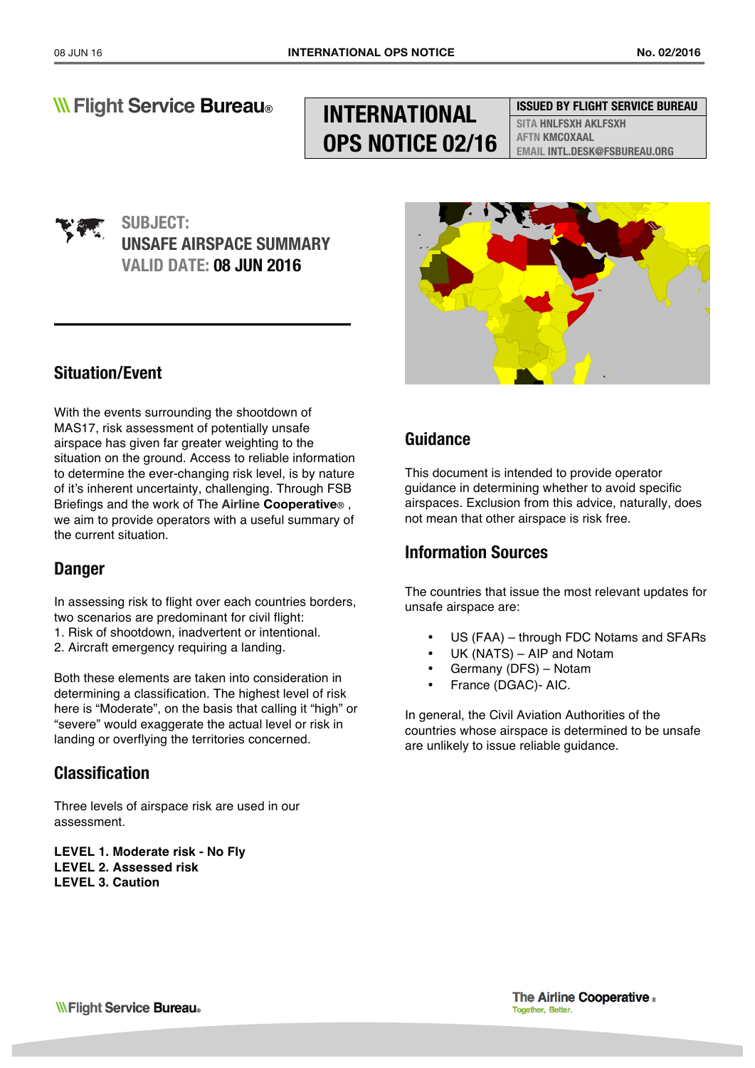Flight Service Bureau®

# INTERNATIONAL OPS NOTICE 02/16

**ISSUED BY FLIGHT SERVICE BUREAU**
SITA HNLFSXH AKLFSXH
AFTN KMCOXAAL
EMAIL INTL.DESK@FSBUREAU.ORG

**SUBJECT:**
**UNSAFE AIRSPACE SUMMARY**
**VALID DATE: 08 JUN 2016**

## Situation/Event

With the events surrounding the shootdown of MAS17, risk assessment of potentially unsafe airspace has given far greater weighting to the situation on the ground. Access to reliable information to determine the ever-changing risk level, is by nature of it's inherent uncertainty, challenging. Through FSB Briefings and the work of The **Airline Cooperative**® , we aim to provide operators with a useful summary of the current situation.

## Danger

In assessing risk to flight over each countries borders, two scenarios are predominant for civil flight:
1. Risk of shootdown, inadvertent or intentional.
2. Aircraft emergency requiring a landing.

Both these elements are taken into consideration in determining a classification. The highest level of risk here is "Moderate", on the basis that calling it "high" or "severe" would exaggerate the actual level or risk in landing or overflying the territories concerned.

## Classification

Three levels of airspace risk are used in our assessment.

**LEVEL 1. Moderate risk - No Fly**
**LEVEL 2. Assessed risk**
**LEVEL 3. Caution**

## Guidance

This document is intended to provide operator guidance in determining whether to avoid specific airspaces. Exclusion from this advice, naturally, does not mean that other airspace is risk free.

## Information Sources

The countries that issue the most relevant updates for unsafe airspace are:

- US (FAA) – through FDC Notams and SFARs
- UK (NATS) – AIP and Notam
- Germany (DFS) – Notam
- France (DGAC)- AIC.

In general, the Civil Aviation Authorities of the countries whose airspace is determined to be unsafe are unlikely to issue reliable guidance.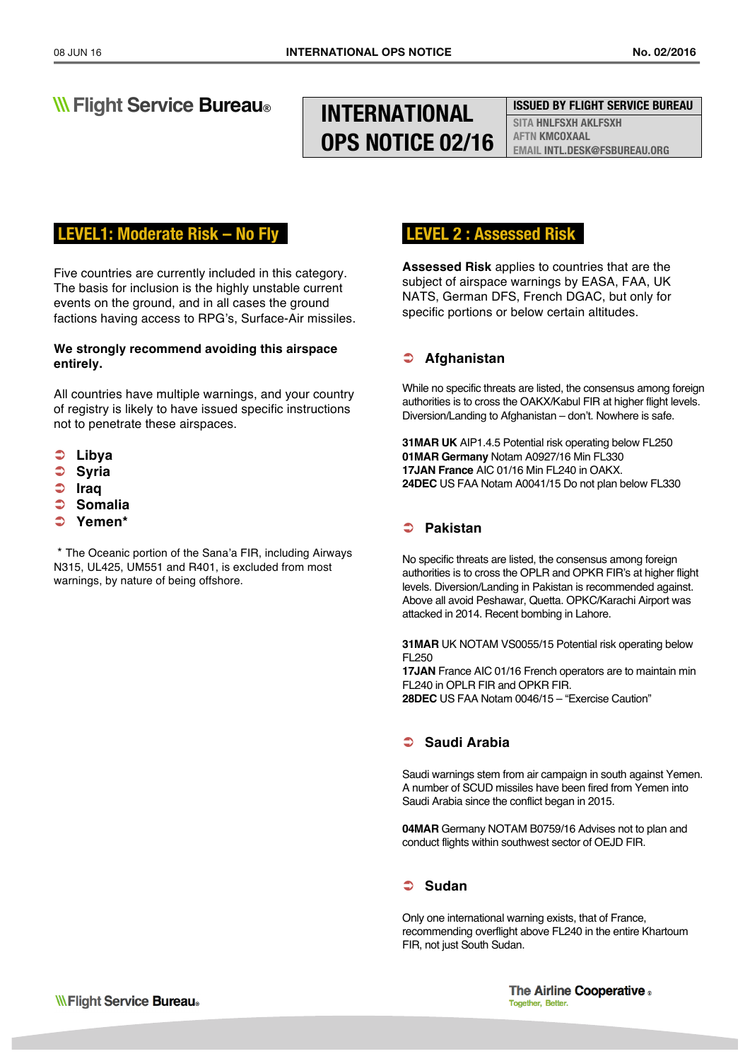Flight Service Bureau®

# INTERNATIONAL OPS NOTICE 02/16

**ISSUED BY FLIGHT SERVICE BUREAU**
SITA HNLFSXH AKLFSXH
AFTN KMCOXAAL
EMAIL INTL.DESK@FSBUREAU.ORG

## LEVEL1: Moderate Risk – No Fly

Five countries are currently included in this category. The basis for inclusion is the highly unstable current events on the ground, and in all cases the ground factions having access to RPG's, Surface-Air missiles.

**We strongly recommend avoiding this airspace entirely.**

All countries have multiple warnings, and your country of registry is likely to have issued specific instructions not to penetrate these airspaces.

- **Libya**
- **Syria**
- **Iraq**
- **Somalia**
- **Yemen***

\* The Oceanic portion of the Sana'a FIR, including Airways N315, UL425, UM551 and R401, is excluded from most warnings, by nature of being offshore.

## LEVEL 2 : Assessed Risk

**Assessed Risk** applies to countries that are the subject of airspace warnings by EASA, FAA, UK NATS, German DFS, French DGAC, but only for specific portions or below certain altitudes.

### Afghanistan

While no specific threats are listed, the consensus among foreign authorities is to cross the OAKX/Kabul FIR at higher flight levels. Diversion/Landing to Afghanistan – don't. Nowhere is safe.

**31MAR UK** AIP1.4.5 Potential risk operating below FL250
**01MAR Germany** Notam A0927/16 Min FL330
**17JAN France** AIC 01/16 Min FL240 in OAKX.
**24DEC** US FAA Notam A0041/15 Do not plan below FL330

### Pakistan

No specific threats are listed, the consensus among foreign authorities is to cross the OPLR and OPKR FIR's at higher flight levels. Diversion/Landing in Pakistan is recommended against. Above all avoid Peshawar, Quetta. OPKC/Karachi Airport was attacked in 2014. Recent bombing in Lahore.

**31MAR** UK NOTAM VS0055/15 Potential risk operating below FL250
**17JAN** France AIC 01/16 French operators are to maintain min FL240 in OPLR FIR and OPKR FIR.
**28DEC** US FAA Notam 0046/15 – "Exercise Caution"

### Saudi Arabia

Saudi warnings stem from air campaign in south against Yemen. A number of SCUD missiles have been fired from Yemen into Saudi Arabia since the conflict began in 2015.

**04MAR** Germany NOTAM B0759/16 Advises not to plan and conduct flights within southwest sector of OEJD FIR.

### Sudan

Only one international warning exists, that of France, recommending overflight above FL240 in the entire Khartoum FIR, not just South Sudan.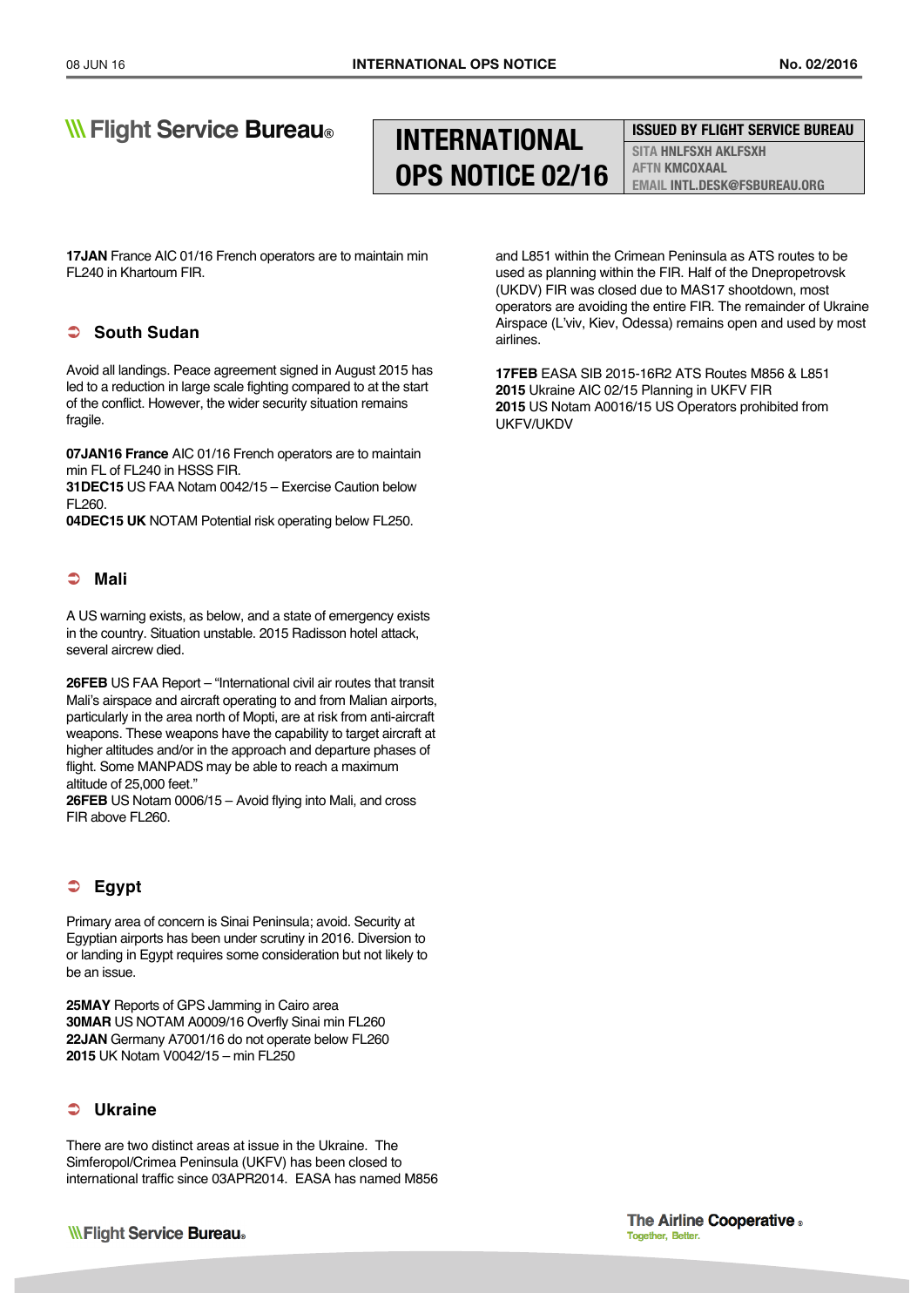**17JAN** France AIC 01/16 French operators are to maintain min FL240 in Khartoum FIR.

## South Sudan

Avoid all landings. Peace agreement signed in August 2015 has led to a reduction in large scale fighting compared to at the start of the conflict. However, the wider security situation remains fragile.

**07JAN16 France** AIC 01/16 French operators are to maintain min FL of FL240 in HSSS FIR.
**31DEC15** US FAA Notam 0042/15 – Exercise Caution below FL260.
**04DEC15 UK** NOTAM Potential risk operating below FL250.

## Mali

A US warning exists, as below, and a state of emergency exists in the country. Situation unstable. 2015 Radisson hotel attack, several aircrew died.

**26FEB** US FAA Report – "International civil air routes that transit Mali's airspace and aircraft operating to and from Malian airports, particularly in the area north of Mopti, are at risk from anti-aircraft weapons. These weapons have the capability to target aircraft at higher altitudes and/or in the approach and departure phases of flight. Some MANPADS may be able to reach a maximum altitude of 25,000 feet."
**26FEB** US Notam 0006/15 – Avoid flying into Mali, and cross FIR above FL260.

## Egypt

Primary area of concern is Sinai Peninsula; avoid. Security at Egyptian airports has been under scrutiny in 2016. Diversion to or landing in Egypt requires some consideration but not likely to be an issue.

**25MAY** Reports of GPS Jamming in Cairo area
**30MAR** US NOTAM A0009/16 Overfly Sinai min FL260
**22JAN** Germany A7001/16 do not operate below FL260
**2015** UK Notam V0042/15 – min FL250

## Ukraine

There are two distinct areas at issue in the Ukraine. The Simferopol/Crimea Peninsula (UKFV) has been closed to international traffic since 03APR2014. EASA has named M856 and L851 within the Crimean Peninsula as ATS routes to be used as planning within the FIR. Half of the Dnepropetrovsk (UKDV) FIR was closed due to MAS17 shootdown, most operators are avoiding the entire FIR. The remainder of Ukraine Airspace (L'viv, Kiev, Odessa) remains open and used by most airlines.

**17FEB** EASA SIB 2015-16R2 ATS Routes M856 & L851
**2015** Ukraine AIC 02/15 Planning in UKFV FIR
**2015** US Notam A0016/15 US Operators prohibited from UKFV/UKDV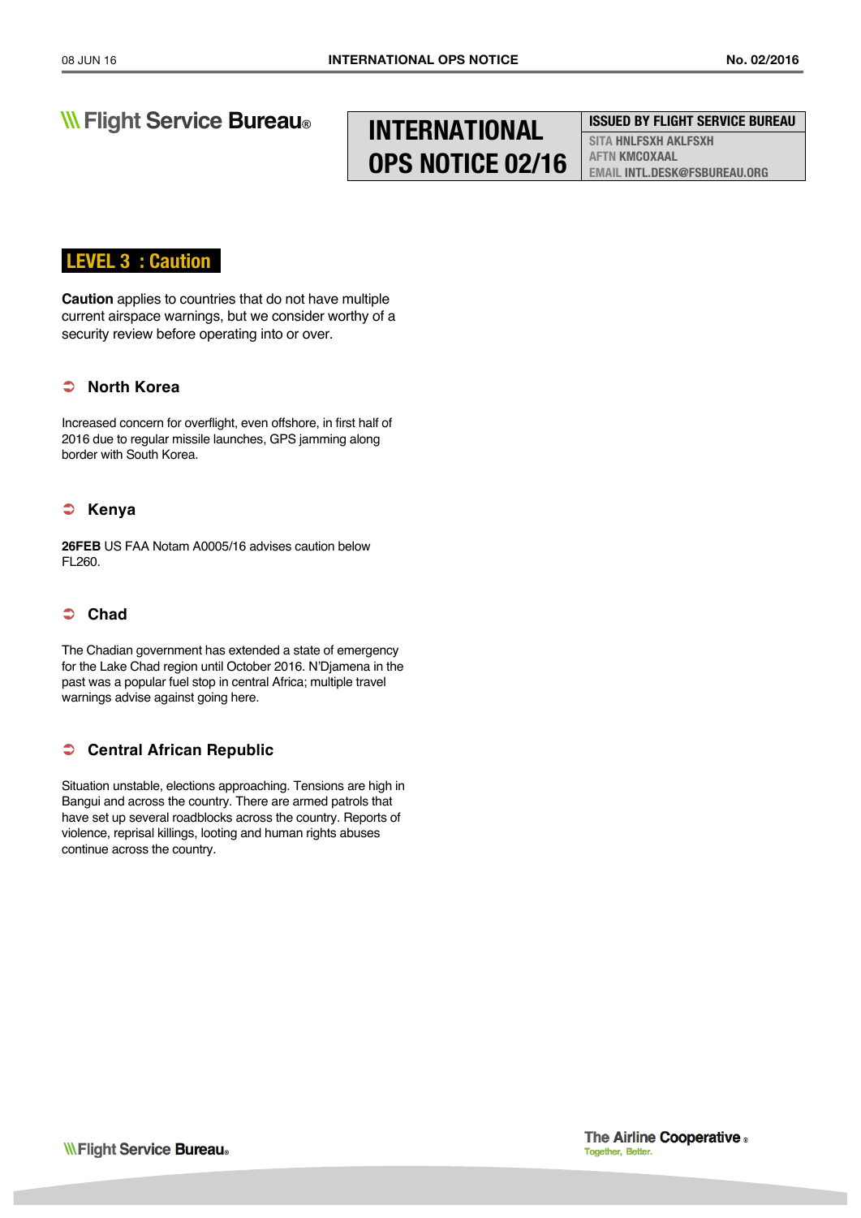# INTERNATIONAL OPS NOTICE 02/16

**ISSUED BY FLIGHT SERVICE BUREAU**
SITA HNLFSXH AKLFSXH
AFTN KMCOXAAL
EMAIL INTL.DESK@FSBUREAU.ORG

## LEVEL 3 : Caution

**Caution** applies to countries that do not have multiple current airspace warnings, but we consider worthy of a security review before operating into or over.

### North Korea

Increased concern for overflight, even offshore, in first half of 2016 due to regular missile launches, GPS jamming along border with South Korea.

### Kenya

**26FEB** US FAA Notam A0005/16 advises caution below FL260.

### Chad

The Chadian government has extended a state of emergency for the Lake Chad region until October 2016. N'Djamena in the past was a popular fuel stop in central Africa; multiple travel warnings advise against going here.

### Central African Republic

Situation unstable, elections approaching. Tensions are high in Bangui and across the country. There are armed patrols that have set up several roadblocks across the country. Reports of violence, reprisal killings, looting and human rights abuses continue across the country.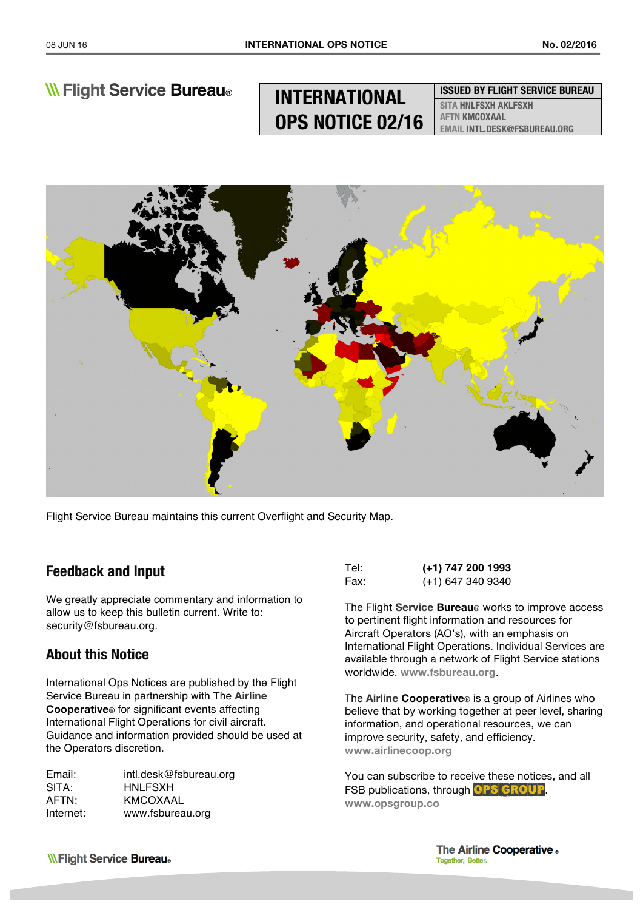Flight Service Bureau®

# INTERNATIONAL OPS NOTICE 02/16

**ISSUED BY FLIGHT SERVICE BUREAU**
SITA HNLFSXH AKLFSXH
AFTN KMCOXAAL
EMAIL INTL.DESK@FSBUREAU.ORG

Flight Service Bureau maintains this current Overflight and Security Map.

## Feedback and Input

We greatly appreciate commentary and information to allow us to keep this bulletin current. Write to: security@fsbureau.org.

## About this Notice

International Ops Notices are published by the Flight Service Bureau in partnership with The **Airline Cooperative**® for significant events affecting International Flight Operations for civil aircraft. Guidance and information provided should be used at the Operators discretion.

| | |
|---|---|
| Email: | intl.desk@fsbureau.org |
| SITA: | HNLFSXH |
| AFTN: | KMCOXAAL |
| Internet: | www.fsbureau.org |

| | |
|---|---|
| Tel: | **(+1) 747 200 1993** |
| Fax: | (+1) 647 340 9340 |

The Flight **Service Bureau**® works to improve access to pertinent flight information and resources for Aircraft Operators (AO's), with an emphasis on International Flight Operations. Individual Services are available through a network of Flight Service stations worldwide. **www.fsbureau.org**.

The **Airline Cooperative**® is a group of Airlines who believe that by working together at peer level, sharing information, and operational resources, we can improve security, safety, and efficiency. **www.airlinecoop.org**

You can subscribe to receive these notices, and all FSB publications, through **OPS GROUP**. **www.opsgroup.co**

Flight Service Bureau®

The Airline Cooperative®
Together, Better.